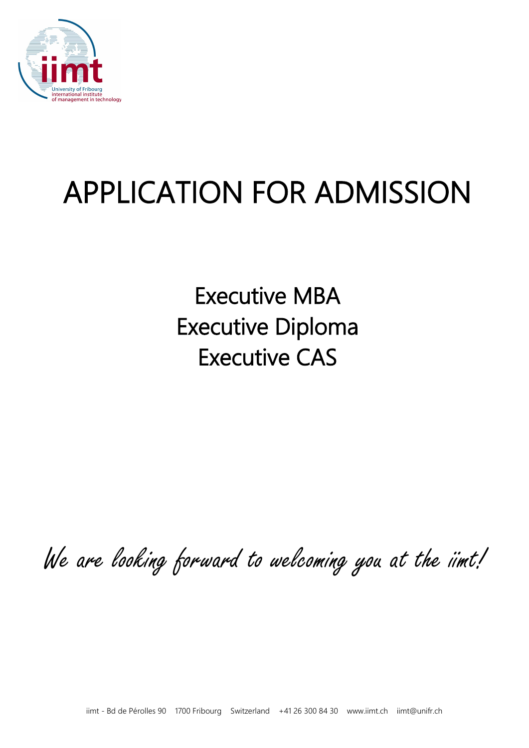# APPLICATION FOR ADMISSION

## Executive MBA
## Executive Diploma
## Executive CAS

*We are looking forward to welcoming you at the iimt!*

iimt - Bd de Pérolles 90 1700 Fribourg Switzerland +41 26 300 84 30 www.iimt.ch iimt@unifr.ch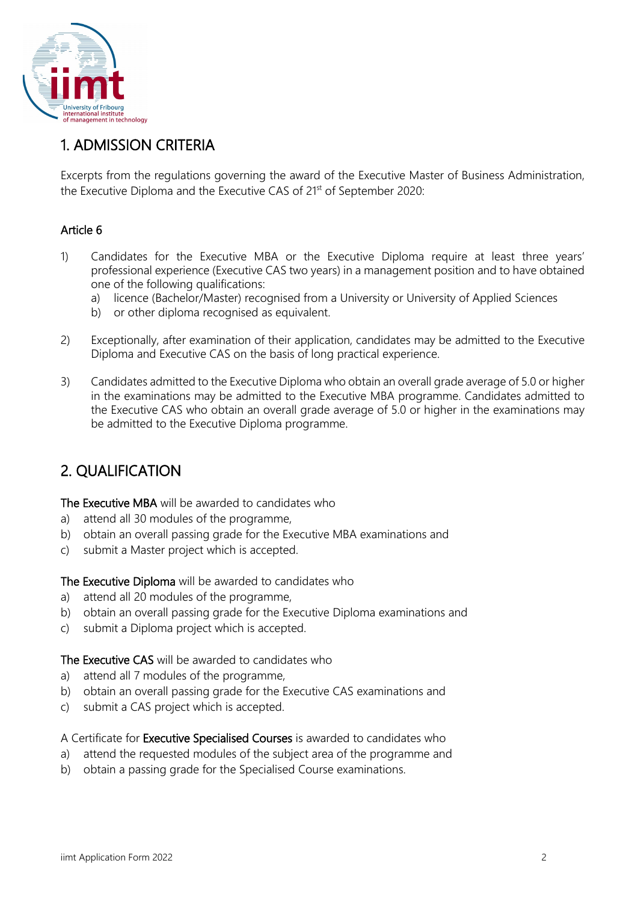## 1. ADMISSION CRITERIA

Excerpts from the regulations governing the award of the Executive Master of Business Administration, the Executive Diploma and the Executive CAS of 21st of September 2020:

### Article 6

1) Candidates for the Executive MBA or the Executive Diploma require at least three years' professional experience (Executive CAS two years) in a management position and to have obtained one of the following qualifications:
   a) licence (Bachelor/Master) recognised from a University or University of Applied Sciences
   b) or other diploma recognised as equivalent.

2) Exceptionally, after examination of their application, candidates may be admitted to the Executive Diploma and Executive CAS on the basis of long practical experience.

3) Candidates admitted to the Executive Diploma who obtain an overall grade average of 5.0 or higher in the examinations may be admitted to the Executive MBA programme. Candidates admitted to the Executive CAS who obtain an overall grade average of 5.0 or higher in the examinations may be admitted to the Executive Diploma programme.

## 2. QUALIFICATION

**The Executive MBA** will be awarded to candidates who
a) attend all 30 modules of the programme,
b) obtain an overall passing grade for the Executive MBA examinations and
c) submit a Master project which is accepted.

**The Executive Diploma** will be awarded to candidates who
a) attend all 20 modules of the programme,
b) obtain an overall passing grade for the Executive Diploma examinations and
c) submit a Diploma project which is accepted.

**The Executive CAS** will be awarded to candidates who
a) attend all 7 modules of the programme,
b) obtain an overall passing grade for the Executive CAS examinations and
c) submit a CAS project which is accepted.

A Certificate for **Executive Specialised Courses** is awarded to candidates who
a) attend the requested modules of the subject area of the programme and
b) obtain a passing grade for the Specialised Course examinations.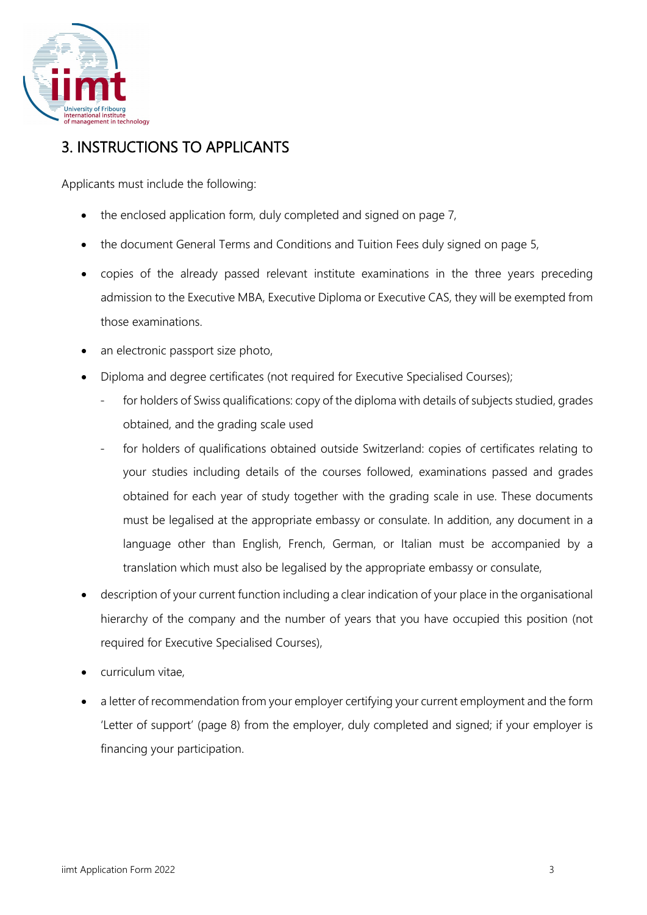## 3. INSTRUCTIONS TO APPLICANTS

Applicants must include the following:

- the enclosed application form, duly completed and signed on page 7,
- the document General Terms and Conditions and Tuition Fees duly signed on page 5,
- copies of the already passed relevant institute examinations in the three years preceding admission to the Executive MBA, Executive Diploma or Executive CAS, they will be exempted from those examinations.
- an electronic passport size photo,
- Diploma and degree certificates (not required for Executive Specialised Courses);
  - for holders of Swiss qualifications: copy of the diploma with details of subjects studied, grades obtained, and the grading scale used
  - for holders of qualifications obtained outside Switzerland: copies of certificates relating to your studies including details of the courses followed, examinations passed and grades obtained for each year of study together with the grading scale in use. These documents must be legalised at the appropriate embassy or consulate. In addition, any document in a language other than English, French, German, or Italian must be accompanied by a translation which must also be legalised by the appropriate embassy or consulate,
- description of your current function including a clear indication of your place in the organisational hierarchy of the company and the number of years that you have occupied this position (not required for Executive Specialised Courses),
- curriculum vitae,
- a letter of recommendation from your employer certifying your current employment and the form 'Letter of support' (page 8) from the employer, duly completed and signed; if your employer is financing your participation.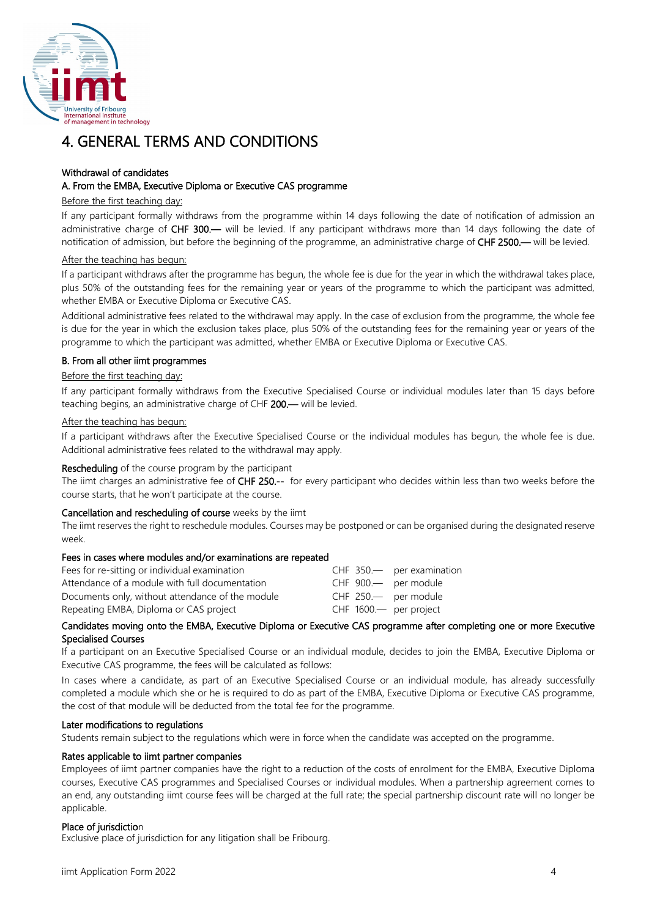# 4. GENERAL TERMS AND CONDITIONS

**Withdrawal of candidates**

**A. From the EMBA, Executive Diploma or Executive CAS programme**

Before the first teaching day:

If any participant formally withdraws from the programme within 14 days following the date of notification of admission an administrative charge of **CHF 300.—** will be levied. If any participant withdraws more than 14 days following the date of notification of admission, but before the beginning of the programme, an administrative charge of **CHF 2500.—** will be levied.

After the teaching has begun:

If a participant withdraws after the programme has begun, the whole fee is due for the year in which the withdrawal takes place, plus 50% of the outstanding fees for the remaining year or years of the programme to which the participant was admitted, whether EMBA or Executive Diploma or Executive CAS.

Additional administrative fees related to the withdrawal may apply. In the case of exclusion from the programme, the whole fee is due for the year in which the exclusion takes place, plus 50% of the outstanding fees for the remaining year or years of the programme to which the participant was admitted, whether EMBA or Executive Diploma or Executive CAS.

**B. From all other iimt programmes**

Before the first teaching day:

If any participant formally withdraws from the Executive Specialised Course or individual modules later than 15 days before teaching begins, an administrative charge of CHF **200.—** will be levied.

After the teaching has begun:

If a participant withdraws after the Executive Specialised Course or the individual modules has begun, the whole fee is due. Additional administrative fees related to the withdrawal may apply.

**Rescheduling** of the course program by the participant

The iimt charges an administrative fee of **CHF 250.--** for every participant who decides within less than two weeks before the course starts, that he won't participate at the course.

**Cancellation and rescheduling of course** weeks by the iimt

The iimt reserves the right to reschedule modules. Courses may be postponed or can be organised during the designated reserve week.

**Fees in cases where modules and/or examinations are repeated**

| | | |
|---|---|---|
| Fees for re-sitting or individual examination | CHF 350.— | per examination |
| Attendance of a module with full documentation | CHF 900.— | per module |
| Documents only, without attendance of the module | CHF 250.— | per module |
| Repeating EMBA, Diploma or CAS project | CHF 1600.— | per project |

**Candidates moving onto the EMBA, Executive Diploma or Executive CAS programme after completing one or more Executive Specialised Courses**

If a participant on an Executive Specialised Course or an individual module, decides to join the EMBA, Executive Diploma or Executive CAS programme, the fees will be calculated as follows:

In cases where a candidate, as part of an Executive Specialised Course or an individual module, has already successfully completed a module which she or he is required to do as part of the EMBA, Executive Diploma or Executive CAS programme, the cost of that module will be deducted from the total fee for the programme.

**Later modifications to regulations**

Students remain subject to the regulations which were in force when the candidate was accepted on the programme.

**Rates applicable to iimt partner companies**

Employees of iimt partner companies have the right to a reduction of the costs of enrolment for the EMBA, Executive Diploma courses, Executive CAS programmes and Specialised Courses or individual modules. When a partnership agreement comes to an end, any outstanding iimt course fees will be charged at the full rate; the special partnership discount rate will no longer be applicable.

**Place of jurisdiction**

Exclusive place of jurisdiction for any litigation shall be Fribourg.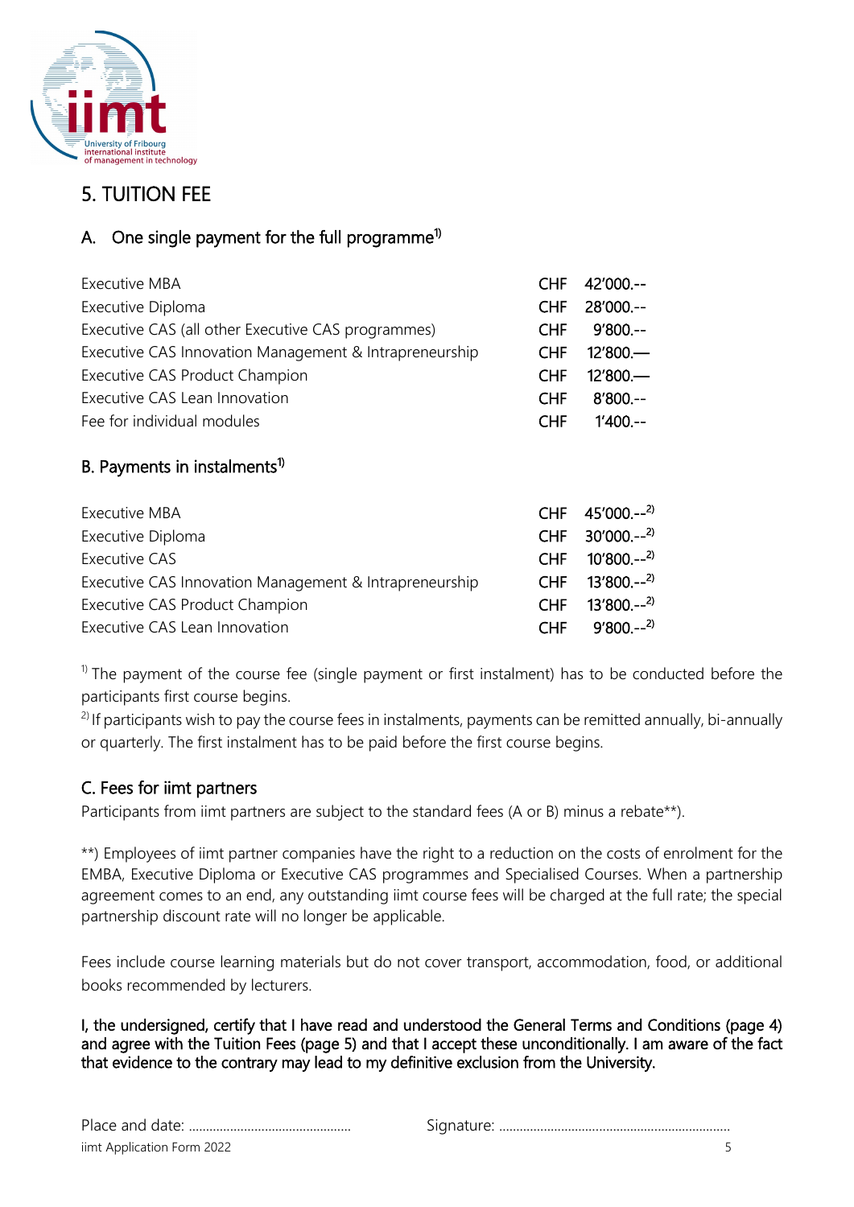## 5. TUITION FEE

### A. One single payment for the full programme[1)]

| | | |
|---|---|---|
| Executive MBA | CHF | 42'000.-- |
| Executive Diploma | CHF | 28'000.-- |
| Executive CAS (all other Executive CAS programmes) | CHF | 9'800.-- |
| Executive CAS Innovation Management & Intrapreneurship | CHF | 12'800.— |
| Executive CAS Product Champion | CHF | 12'800.— |
| Executive CAS Lean Innovation | CHF | 8'800.-- |
| Fee for individual modules | CHF | 1'400.-- |

### B. Payments in instalments[1)]

| | | |
|---|---|---|
| Executive MBA | CHF | 45'000.--[2)] |
| Executive Diploma | CHF | 30'000.--[2)] |
| Executive CAS | CHF | 10'800.--[2)] |
| Executive CAS Innovation Management & Intrapreneurship | CHF | 13'800.--[2)] |
| Executive CAS Product Champion | CHF | 13'800.--[2)] |
| Executive CAS Lean Innovation | CHF | 9'800.--[2)] |

[1)] The payment of the course fee (single payment or first instalment) has to be conducted before the participants first course begins.
[2)] If participants wish to pay the course fees in instalments, payments can be remitted annually, bi-annually or quarterly. The first instalment has to be paid before the first course begins.

### C. Fees for iimt partners

Participants from iimt partners are subject to the standard fees (A or B) minus a rebate**).

**) Employees of iimt partner companies have the right to a reduction on the costs of enrolment for the EMBA, Executive Diploma or Executive CAS programmes and Specialised Courses. When a partnership agreement comes to an end, any outstanding iimt course fees will be charged at the full rate; the special partnership discount rate will no longer be applicable.

Fees include course learning materials but do not cover transport, accommodation, food, or additional books recommended by lecturers.

**I, the undersigned, certify that I have read and understood the General Terms and Conditions (page 4) and agree with the Tuition Fees (page 5) and that I accept these unconditionally. I am aware of the fact that evidence to the contrary may lead to my definitive exclusion from the University.**

Place and date: .............................................. Signature: ..................................................................

iimt Application Form 2022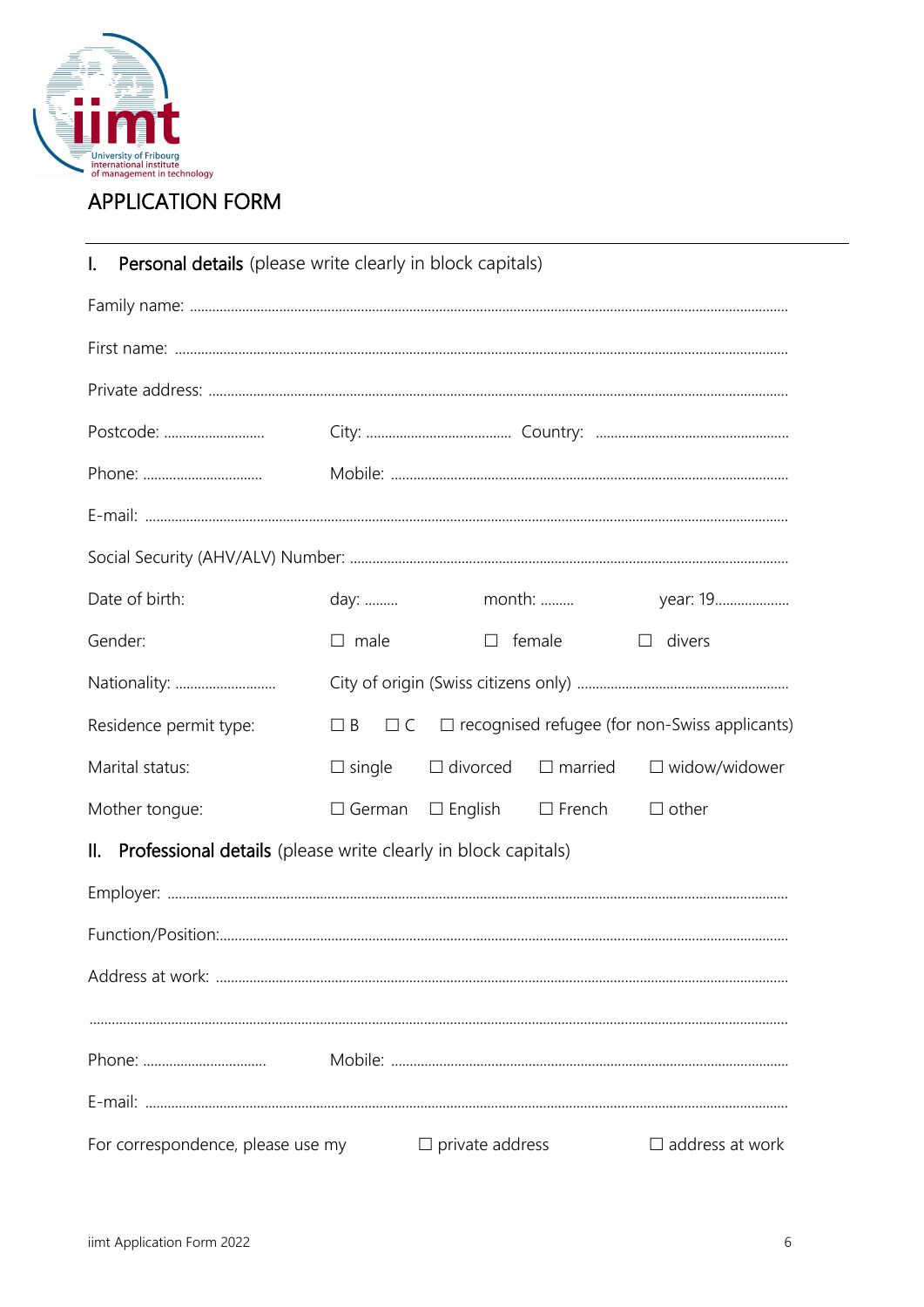# APPLICATION FORM

## I. **Personal details** (please write clearly in block capitals)

Family name: ..........................................................................................................................................................

First name: ..........................................................................................................................................................

Private address: ..........................................................................................................................................................

Postcode: ........................... City: ....................................... Country: ....................................................

Phone: ................................ Mobile: ..........................................................................................................

E-mail: ..........................................................................................................................................................

Social Security (AHV/ALV) Number: ......................................................................................................................

Date of birth: day: ......... month: ......... year: 19....................

Gender: ☐ male ☐ female ☐ divers

Nationality: ........................... City of origin (Swiss citizens only) .........................................................

Residence permit type: ☐ B ☐ C ☐ recognised refugee (for non-Swiss applicants)

Marital status: ☐ single ☐ divorced ☐ married ☐ widow/widower

Mother tongue: ☐ German ☐ English ☐ French ☐ other

## II. **Professional details** (please write clearly in block capitals)

Employer: ..........................................................................................................................................................

Function/Position:..........................................................................................................................................................

Address at work: ..........................................................................................................................................................

..........................................................................................................................................................

Phone: ................................. Mobile: ..........................................................................................................

E-mail: ..........................................................................................................................................................

For correspondence, please use my ☐ private address ☐ address at work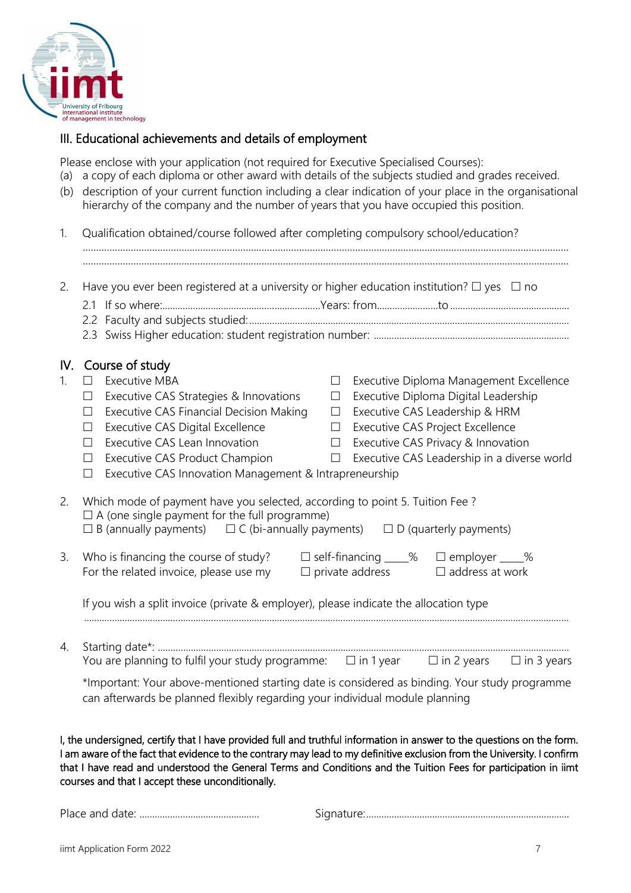## III. Educational achievements and details of employment

Please enclose with your application (not required for Executive Specialised Courses):

(a) a copy of each diploma or other award with details of the subjects studied and grades received.

(b) description of your current function including a clear indication of your place in the organisational hierarchy of the company and the number of years that you have occupied this position.

1. Qualification obtained/course followed after completing compulsory school/education?

   ..................................................................................................................................................................

   ..................................................................................................................................................................

2. Have you ever been registered at a university or higher education institution? ☐ yes ☐ no

   2.1 If so where:............................................................Years: from........................to ..............................................

   2.2 Faculty and subjects studied:.............................................................................................................................

   2.3 Swiss Higher education: student registration number: ...........................................................................

## IV. Course of study

1. ☐ Executive MBA
   ☐ Executive CAS Strategies & Innovations
   ☐ Executive CAS Financial Decision Making
   ☐ Executive CAS Digital Excellence
   ☐ Executive CAS Lean Innovation
   ☐ Executive CAS Product Champion
   ☐ Executive CAS Innovation Management & Intrapreneurship
   ☐ Executive Diploma Management Excellence
   ☐ Executive Diploma Digital Leadership
   ☐ Executive CAS Leadership & HRM
   ☐ Executive CAS Project Excellence
   ☐ Executive CAS Privacy & Innovation
   ☐ Executive CAS Leadership in a diverse world

2. Which mode of payment have you selected, according to point 5. Tuition Fee ?

   ☐ A (one single payment for the full programme)

   ☐ B (annually payments) ☐ C (bi-annually payments) ☐ D (quarterly payments)

3. Who is financing the course of study? ☐ self-financing ____% ☐ employer ____%

   For the related invoice, please use my ☐ private address ☐ address at work

   If you wish a split invoice (private & employer), please indicate the allocation type

   ..................................................................................................................................................................

4. Starting date*: ..................................................................................................................................................

   You are planning to fulfil your study programme: ☐ in 1 year ☐ in 2 years ☐ in 3 years

   *Important: Your above-mentioned starting date is considered as binding. Your study programme can afterwards be planned flexibly regarding your individual module planning

**I, the undersigned, certify that I have provided full and truthful information in answer to the questions on the form. I am aware of the fact that evidence to the contrary may lead to my definitive exclusion from the University. I confirm that I have read and understood the General Terms and Conditions and the Tuition Fees for participation in iimt courses and that I accept these unconditionally.**

Place and date: ............................................... Signature:...............................................................................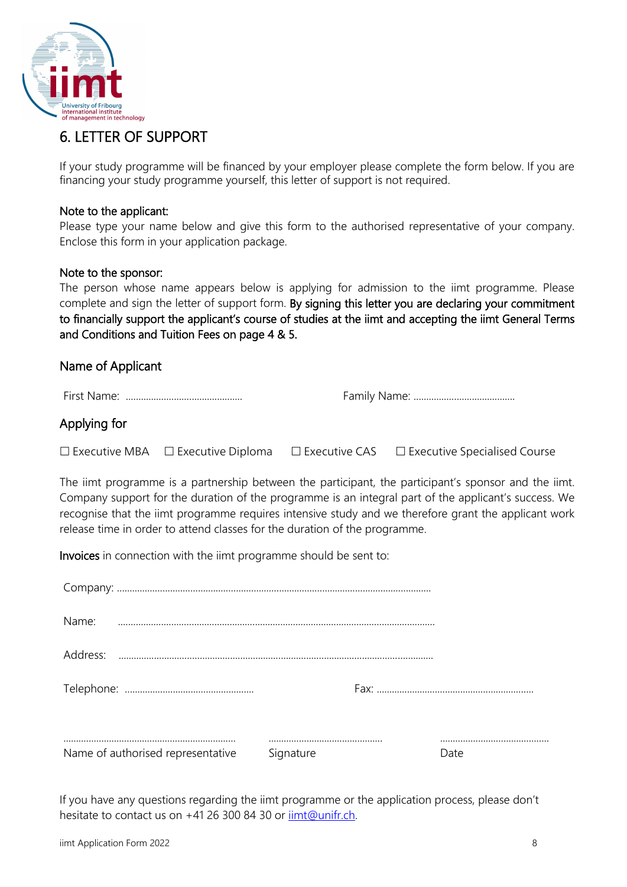# 6. LETTER OF SUPPORT

If your study programme will be financed by your employer please complete the form below. If you are financing your study programme yourself, this letter of support is not required.

Note to the applicant:

Please type your name below and give this form to the authorised representative of your company. Enclose this form in your application package.

Note to the sponsor:

The person whose name appears below is applying for admission to the iimt programme. Please complete and sign the letter of support form. **By signing this letter you are declaring your commitment to financially support the applicant's course of studies at the iimt and accepting the iimt General Terms and Conditions and Tuition Fees on page 4 & 5.**

## Name of Applicant

First Name: .............................................    Family Name: ........................................

## Applying for

☐ Executive MBA   ☐ Executive Diploma   ☐ Executive CAS   ☐ Executive Specialised Course

The iimt programme is a partnership between the participant, the participant's sponsor and the iimt. Company support for the duration of the programme is an integral part of the applicant's success. We recognise that the iimt programme requires intensive study and we therefore grant the applicant work release time in order to attend classes for the duration of the programme.

**Invoices** in connection with the iimt programme should be sent to:

Company: ..........................................................................................................................

Name: ..........................................................................................................................

Address: ..........................................................................................................................

Telephone: ...................................................    Fax: ..............................................................

| | | |
|---|---|---|
| .................................................................... | ............................................. | ........................................... |
| Name of authorised representative | Signature | Date |

If you have any questions regarding the iimt programme or the application process, please don't hesitate to contact us on +41 26 300 84 30 or iimt@unifr.ch.